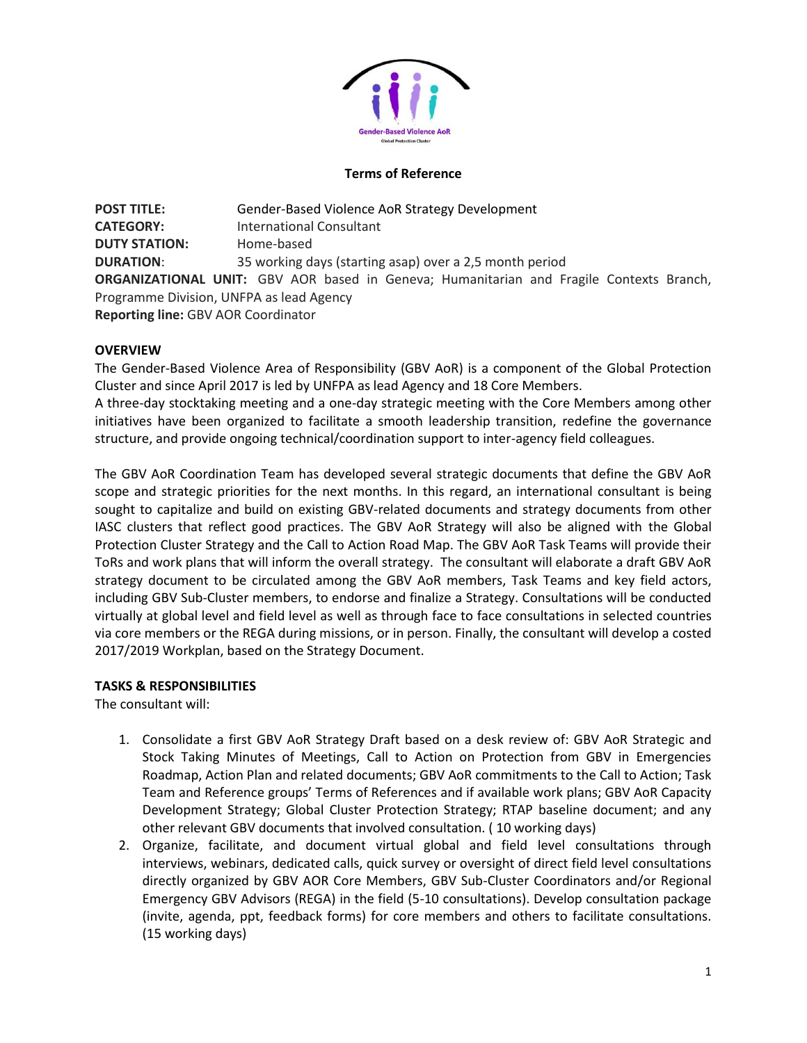**Terms of Reference**

**POST TITLE:** Gender-Based Violence AoR Strategy Development
**CATEGORY:** International Consultant
**DUTY STATION:** Home-based
**DURATION**: 35 working days (starting asap) over a 2,5 month period
**ORGANIZATIONAL UNIT:** GBV AOR based in Geneva; Humanitarian and Fragile Contexts Branch, Programme Division, UNFPA as lead Agency
**Reporting line:** GBV AOR Coordinator

**OVERVIEW**

The Gender-Based Violence Area of Responsibility (GBV AoR) is a component of the Global Protection Cluster and since April 2017 is led by UNFPA as lead Agency and 18 Core Members.
A three-day stocktaking meeting and a one-day strategic meeting with the Core Members among other initiatives have been organized to facilitate a smooth leadership transition, redefine the governance structure, and provide ongoing technical/coordination support to inter-agency field colleagues.

The GBV AoR Coordination Team has developed several strategic documents that define the GBV AoR scope and strategic priorities for the next months. In this regard, an international consultant is being sought to capitalize and build on existing GBV-related documents and strategy documents from other IASC clusters that reflect good practices. The GBV AoR Strategy will also be aligned with the Global Protection Cluster Strategy and the Call to Action Road Map. The GBV AoR Task Teams will provide their ToRs and work plans that will inform the overall strategy. The consultant will elaborate a draft GBV AoR strategy document to be circulated among the GBV AoR members, Task Teams and key field actors, including GBV Sub-Cluster members, to endorse and finalize a Strategy. Consultations will be conducted virtually at global level and field level as well as through face to face consultations in selected countries via core members or the REGA during missions, or in person. Finally, the consultant will develop a costed 2017/2019 Workplan, based on the Strategy Document.

**TASKS & RESPONSIBILITIES**

The consultant will:

1. Consolidate a first GBV AoR Strategy Draft based on a desk review of: GBV AoR Strategic and Stock Taking Minutes of Meetings, Call to Action on Protection from GBV in Emergencies Roadmap, Action Plan and related documents; GBV AoR commitments to the Call to Action; Task Team and Reference groups' Terms of References and if available work plans; GBV AoR Capacity Development Strategy; Global Cluster Protection Strategy; RTAP baseline document; and any other relevant GBV documents that involved consultation. ( 10 working days)
2. Organize, facilitate, and document virtual global and field level consultations through interviews, webinars, dedicated calls, quick survey or oversight of direct field level consultations directly organized by GBV AOR Core Members, GBV Sub-Cluster Coordinators and/or Regional Emergency GBV Advisors (REGA) in the field (5-10 consultations). Develop consultation package (invite, agenda, ppt, feedback forms) for core members and others to facilitate consultations. (15 working days)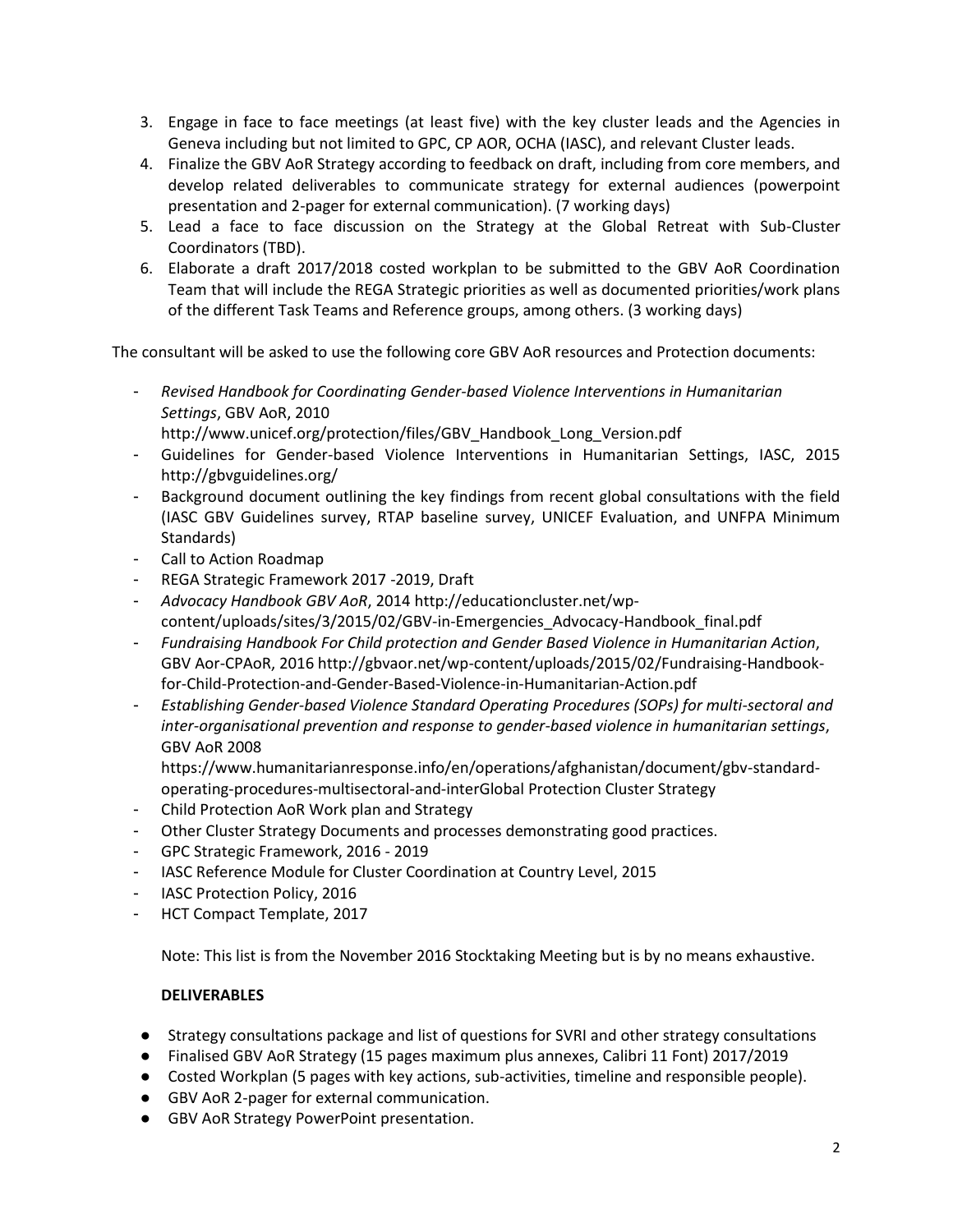3. Engage in face to face meetings (at least five) with the key cluster leads and the Agencies in Geneva including but not limited to GPC, CP AOR, OCHA (IASC), and relevant Cluster leads.
4. Finalize the GBV AoR Strategy according to feedback on draft, including from core members, and develop related deliverables to communicate strategy for external audiences (powerpoint presentation and 2-pager for external communication). (7 working days)
5. Lead a face to face discussion on the Strategy at the Global Retreat with Sub-Cluster Coordinators (TBD).
6. Elaborate a draft 2017/2018 costed workplan to be submitted to the GBV AoR Coordination Team that will include the REGA Strategic priorities as well as documented priorities/work plans of the different Task Teams and Reference groups, among others. (3 working days)

The consultant will be asked to use the following core GBV AoR resources and Protection documents:

- *Revised Handbook for Coordinating Gender-based Violence Interventions in Humanitarian Settings*, GBV AoR, 2010 http://www.unicef.org/protection/files/GBV_Handbook_Long_Version.pdf
- Guidelines for Gender-based Violence Interventions in Humanitarian Settings, IASC, 2015 http://gbvguidelines.org/
- Background document outlining the key findings from recent global consultations with the field (IASC GBV Guidelines survey, RTAP baseline survey, UNICEF Evaluation, and UNFPA Minimum Standards)
- Call to Action Roadmap
- REGA Strategic Framework 2017 -2019, Draft
- *Advocacy Handbook GBV AoR*, 2014 http://educationcluster.net/wp-content/uploads/sites/3/2015/02/GBV-in-Emergencies_Advocacy-Handbook_final.pdf
- *Fundraising Handbook For Child protection and Gender Based Violence in Humanitarian Action*, GBV Aor-CPAoR, 2016 http://gbvaor.net/wp-content/uploads/2015/02/Fundraising-Handbook-for-Child-Protection-and-Gender-Based-Violence-in-Humanitarian-Action.pdf
- *Establishing Gender-based Violence Standard Operating Procedures (SOPs) for multi-sectoral and inter-organisational prevention and response to gender-based violence in humanitarian settings*, GBV AoR 2008 https://www.humanitarianresponse.info/en/operations/afghanistan/document/gbv-standard-operating-procedures-multisectoral-and-interGlobal Protection Cluster Strategy
- Child Protection AoR Work plan and Strategy
- Other Cluster Strategy Documents and processes demonstrating good practices.
- GPC Strategic Framework, 2016 - 2019
- IASC Reference Module for Cluster Coordination at Country Level, 2015
- IASC Protection Policy, 2016
- HCT Compact Template, 2017

Note: This list is from the November 2016 Stocktaking Meeting but is by no means exhaustive.

**DELIVERABLES**

- Strategy consultations package and list of questions for SVRI and other strategy consultations
- Finalised GBV AoR Strategy (15 pages maximum plus annexes, Calibri 11 Font) 2017/2019
- Costed Workplan (5 pages with key actions, sub-activities, timeline and responsible people).
- GBV AoR 2-pager for external communication.
- GBV AoR Strategy PowerPoint presentation.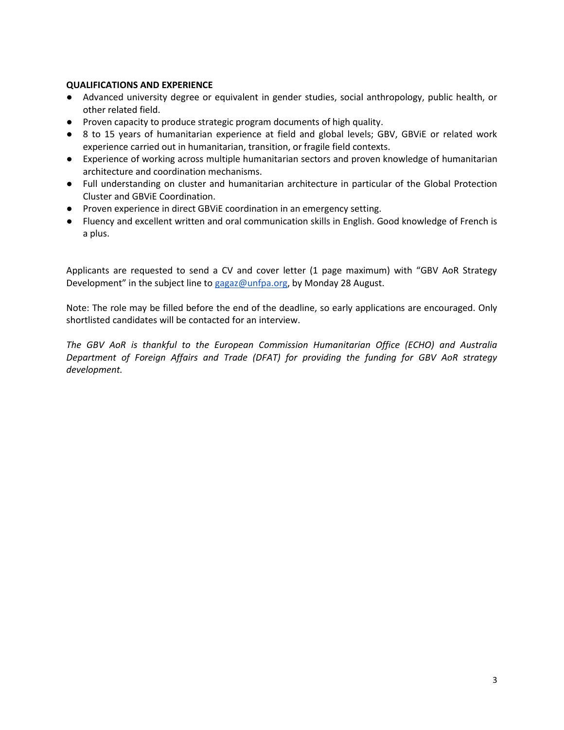**QUALIFICATIONS AND EXPERIENCE**

- Advanced university degree or equivalent in gender studies, social anthropology, public health, or other related field.
- Proven capacity to produce strategic program documents of high quality.
- 8 to 15 years of humanitarian experience at field and global levels; GBV, GBViE or related work experience carried out in humanitarian, transition, or fragile field contexts.
- Experience of working across multiple humanitarian sectors and proven knowledge of humanitarian architecture and coordination mechanisms.
- Full understanding on cluster and humanitarian architecture in particular of the Global Protection Cluster and GBViE Coordination.
- Proven experience in direct GBViE coordination in an emergency setting.
- Fluency and excellent written and oral communication skills in English. Good knowledge of French is a plus.

Applicants are requested to send a CV and cover letter (1 page maximum) with "GBV AoR Strategy Development" in the subject line to gagaz@unfpa.org, by Monday 28 August.

Note: The role may be filled before the end of the deadline, so early applications are encouraged. Only shortlisted candidates will be contacted for an interview.

*The GBV AoR is thankful to the European Commission Humanitarian Office (ECHO) and Australia Department of Foreign Affairs and Trade (DFAT) for providing the funding for GBV AoR strategy development.*